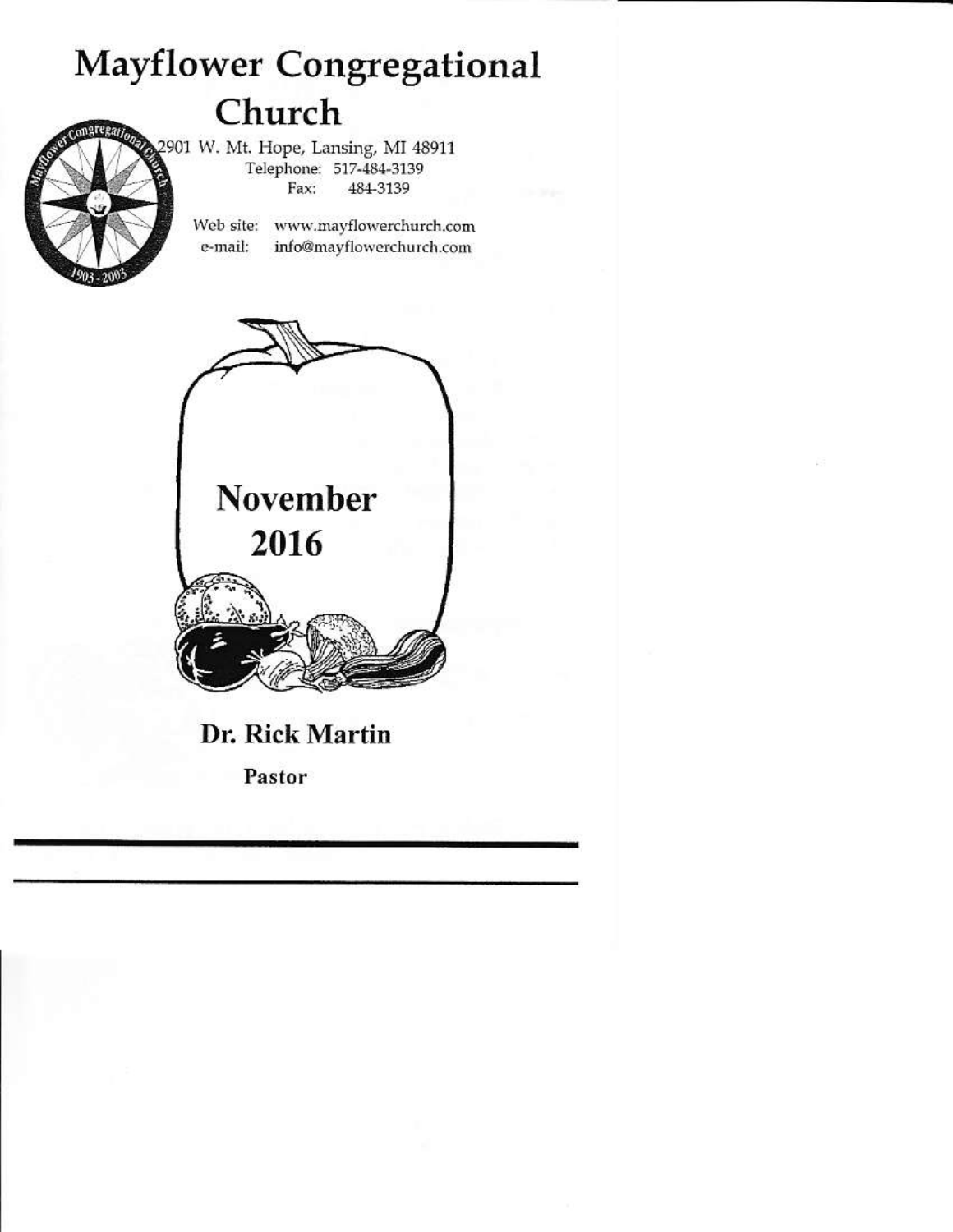# Mayflower Congregational Church

2901 W. Mt. Hope, Lansing, MI 48911
Telephone: 517-484-3139
Fax: 484-3139

Web site: www.mayflowerchurch.com
e-mail: info@mayflowerchurch.com

## November 2016

**Dr. Rick Martin**

**Pastor**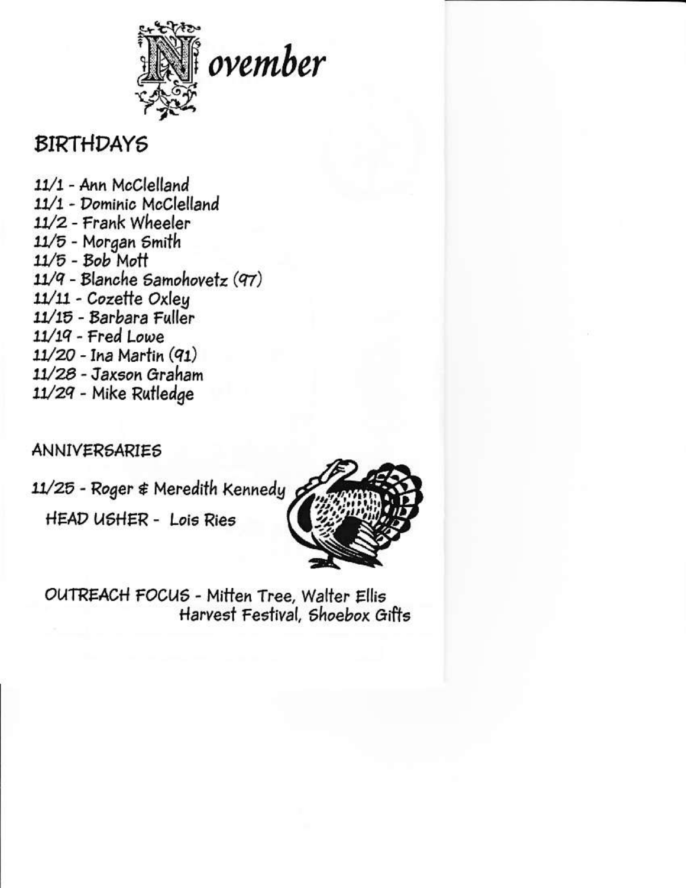# November

## BIRTHDAYS

11/1 - Ann McClelland
11/1 - Dominic McClelland
11/2 - Frank Wheeler
11/5 - Morgan Smith
11/5 - Bob Mott
11/9 - Blanche Samohovetz (97)
11/11 - Cozette Oxley
11/15 - Barbara Fuller
11/19 - Fred Lowe
11/20 - Ina Martin (91)
11/28 - Jaxson Graham
11/29 - Mike Rutledge

## ANNIVERSARIES

11/25 - Roger & Meredith Kennedy

HEAD USHER - Lois Ries

OUTREACH FOCUS - Mitten Tree, Walter Ellis Harvest Festival, Shoebox Gifts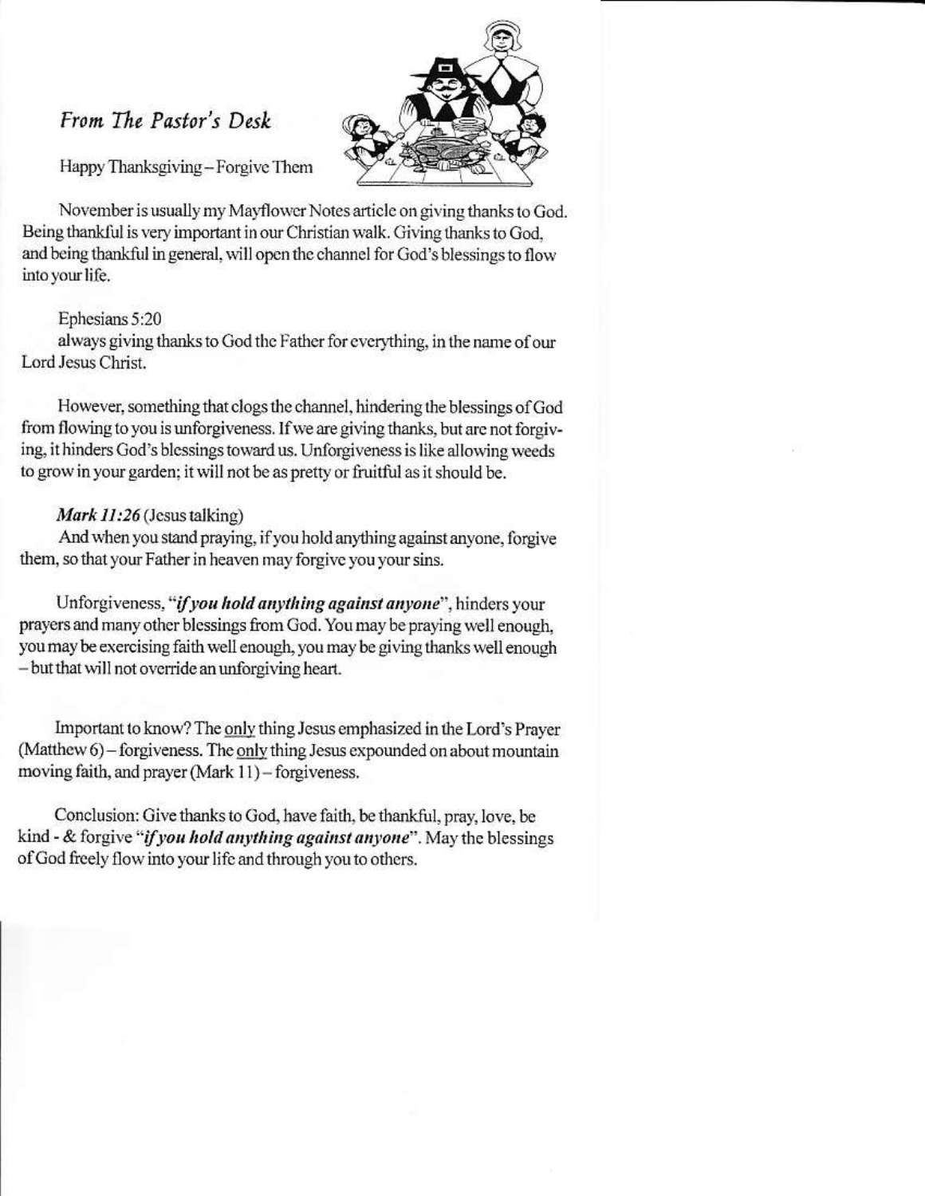## *From The Pastor's Desk*

Happy Thanksgiving – Forgive Them

November is usually my Mayflower Notes article on giving thanks to God. Being thankful is very important in our Christian walk. Giving thanks to God, and being thankful in general, will open the channel for God's blessings to flow into your life.

Ephesians 5:20
always giving thanks to God the Father for everything, in the name of our Lord Jesus Christ.

However, something that clogs the channel, hindering the blessings of God from flowing to you is unforgiveness. If we are giving thanks, but are not forgiving, it hinders God's blessings toward us. Unforgiveness is like allowing weeds to grow in your garden; it will not be as pretty or fruitful as it should be.

***Mark 11:26*** (Jesus talking)
And when you stand praying, if you hold anything against anyone, forgive them, so that your Father in heaven may forgive you your sins.

Unforgiveness, "***if you hold anything against anyone***", hinders your prayers and many other blessings from God. You may be praying well enough, you may be exercising faith well enough, you may be giving thanks well enough – but that will not override an unforgiving heart.

Important to know? The <u>only</u> thing Jesus emphasized in the Lord's Prayer (Matthew 6) – forgiveness. The <u>only</u> thing Jesus expounded on about mountain moving faith, and prayer (Mark 11) – forgiveness.

Conclusion: Give thanks to God, have faith, be thankful, pray, love, be kind - & forgive "***if you hold anything against anyone***". May the blessings of God freely flow into your life and through you to others.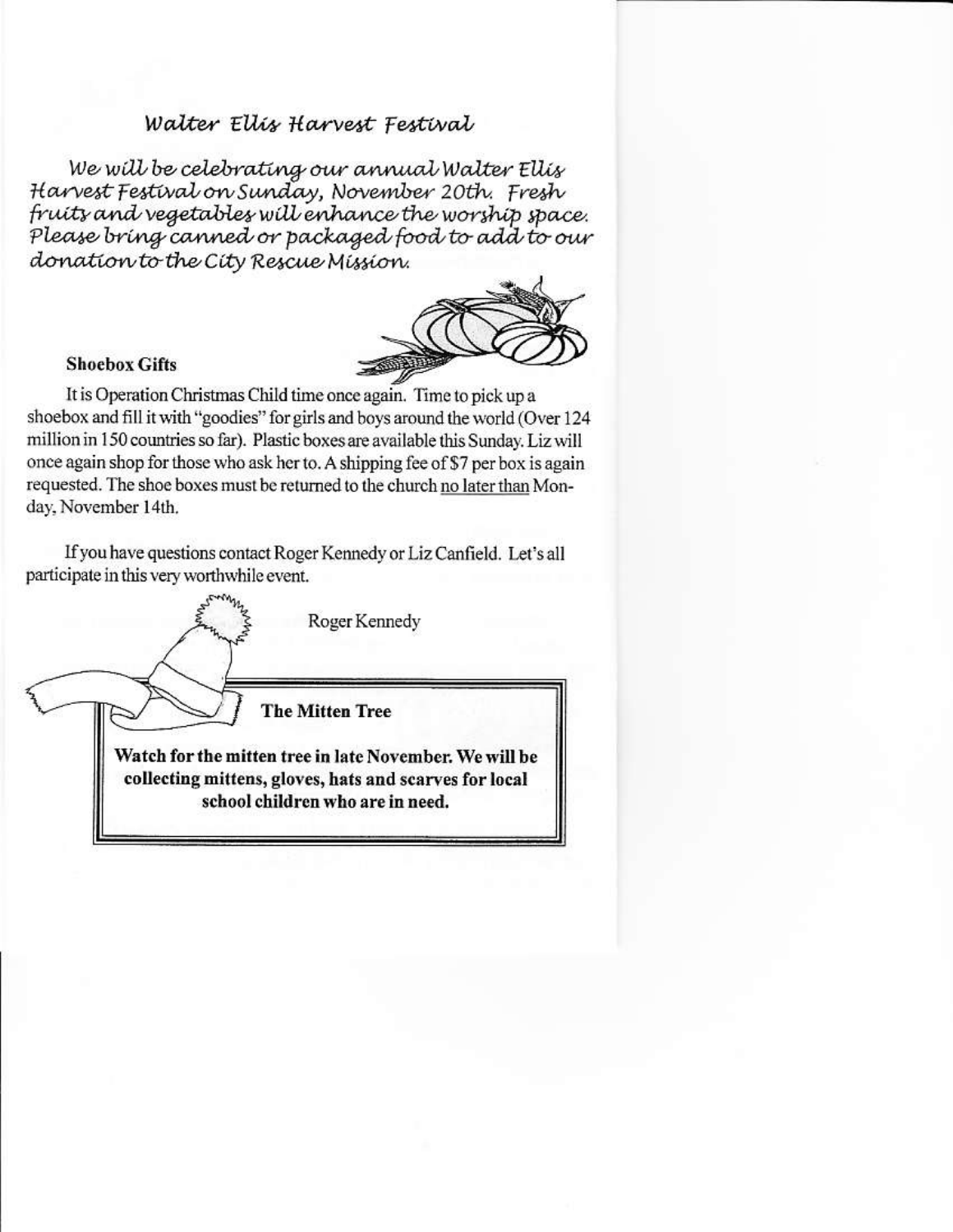## *Walter Ellis Harvest Festival*

*We will be celebrating our annual Walter Ellis Harvest Festival on Sunday, November 20th. Fresh fruits and vegetables will enhance the worship space. Please bring canned or packaged food to add to our donation to the City Rescue Mission.*

**Shoebox Gifts**

It is Operation Christmas Child time once again. Time to pick up a shoebox and fill it with "goodies" for girls and boys around the world (Over 124 million in 150 countries so far). Plastic boxes are available this Sunday. Liz will once again shop for those who ask her to. A shipping fee of $7 per box is again requested. The shoe boxes must be returned to the church no later than Monday, November 14th.

If you have questions contact Roger Kennedy or Liz Canfield. Let's all participate in this very worthwhile event.

Roger Kennedy

**The Mitten Tree**

**Watch for the mitten tree in late November. We will be collecting mittens, gloves, hats and scarves for local school children who are in need.**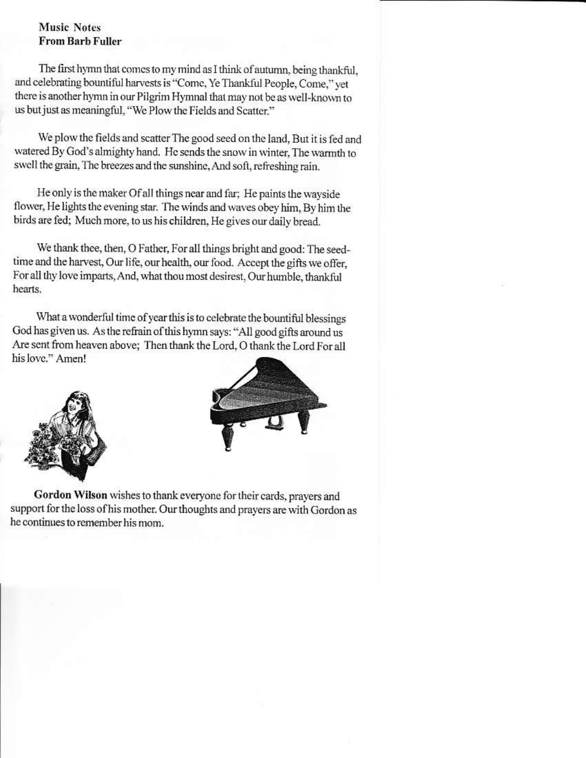**Music Notes**
**From Barb Fuller**

The first hymn that comes to my mind as I think of autumn, being thankful, and celebrating bountiful harvests is "Come, Ye Thankful People, Come," yet there is another hymn in our Pilgrim Hymnal that may not be as well-known to us but just as meaningful, "We Plow the Fields and Scatter."

We plow the fields and scatter The good seed on the land, But it is fed and watered By God's almighty hand. He sends the snow in winter, The warmth to swell the grain, The breezes and the sunshine, And soft, refreshing rain.

He only is the maker Of all things near and far; He paints the wayside flower, He lights the evening star. The winds and waves obey him, By him the birds are fed; Much more, to us his children, He gives our daily bread.

We thank thee, then, O Father, For all things bright and good: The seed-time and the harvest, Our life, our health, our food. Accept the gifts we offer, For all thy love imparts, And, what thou most desirest, Our humble, thankful hearts.

What a wonderful time of year this is to celebrate the bountiful blessings God has given us. As the refrain of this hymn says: "All good gifts around us Are sent from heaven above; Then thank the Lord, O thank the Lord For all his love." Amen!

**Gordon Wilson** wishes to thank everyone for their cards, prayers and support for the loss of his mother. Our thoughts and prayers are with Gordon as he continues to remember his mom.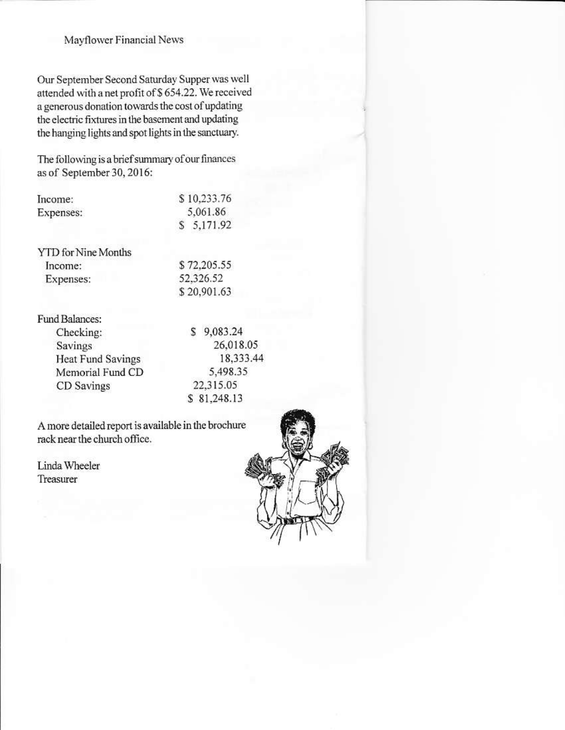# Mayflower Financial News

Our September Second Saturday Supper was well attended with a net profit of $ 654.22. We received a generous donation towards the cost of updating the electric fixtures in the basement and updating the hanging lights and spot lights in the sanctuary.

The following is a brief summary of our finances as of September 30, 2016:

| | |
|---|---|
| Income: | $ 10,233.76 |
| Expenses: | 5,061.86 |
| | $ 5,171.92 |

| | |
|---|---|
| YTD for Nine Months | |
| Income: | $ 72,205.55 |
| Expenses: | 52,326.52 |
| | $ 20,901.63 |

| | |
|---|---|
| Fund Balances: | |
| Checking: | $ 9,083.24 |
| Savings | 26,018.05 |
| Heat Fund Savings | 18,333.44 |
| Memorial Fund CD | 5,498.35 |
| CD Savings | 22,315.05 |
| | $ 81,248.13 |

A more detailed report is available in the brochure rack near the church office.

Linda Wheeler
Treasurer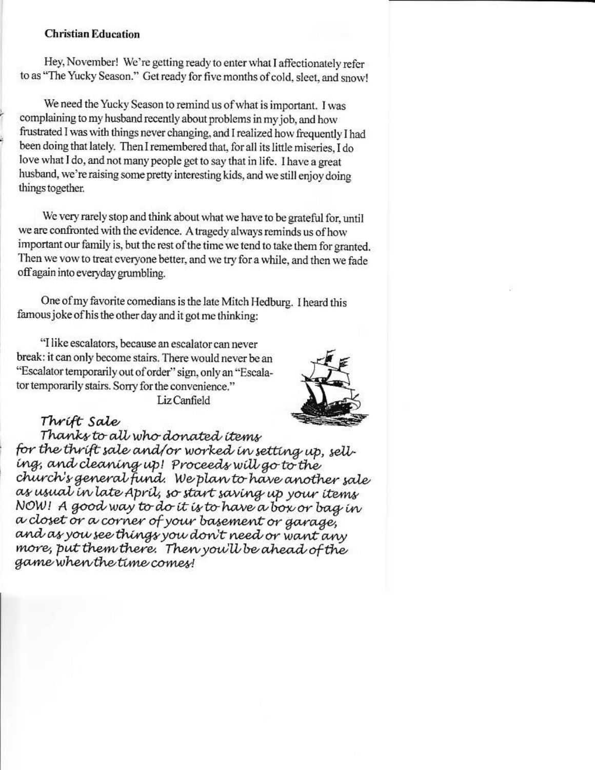**Christian Education**

Hey, November! We're getting ready to enter what I affectionately refer to as "The Yucky Season." Get ready for five months of cold, sleet, and snow!

We need the Yucky Season to remind us of what is important. I was complaining to my husband recently about problems in my job, and how frustrated I was with things never changing, and I realized how frequently I had been doing that lately. Then I remembered that, for all its little miseries, I do love what I do, and not many people get to say that in life. I have a great husband, we're raising some pretty interesting kids, and we still enjoy doing things together.

We very rarely stop and think about what we have to be grateful for, until we are confronted with the evidence. A tragedy always reminds us of how important our family is, but the rest of the time we tend to take them for granted. Then we vow to treat everyone better, and we try for a while, and then we fade off again into everyday grumbling.

One of my favorite comedians is the late Mitch Hedburg. I heard this famous joke of his the other day and it got me thinking:

"I like escalators, because an escalator can never break: it can only become stairs. There would never be an "Escalator temporarily out of order" sign, only an "Escalator temporarily stairs. Sorry for the convenience."

Liz Canfield

*Thrift Sale*

*Thanks to all who donated items for the thrift sale and/or worked in setting up, selling, and cleaning up! Proceeds will go to the church's general fund. We plan to have another sale as usual in late April, so start saving up your items NOW! A good way to do it is to have a box or bag in a closet or a corner of your basement or garage, and as you see things you don't need or want any more, put them there. Then you'll be ahead of the game when the time comes!*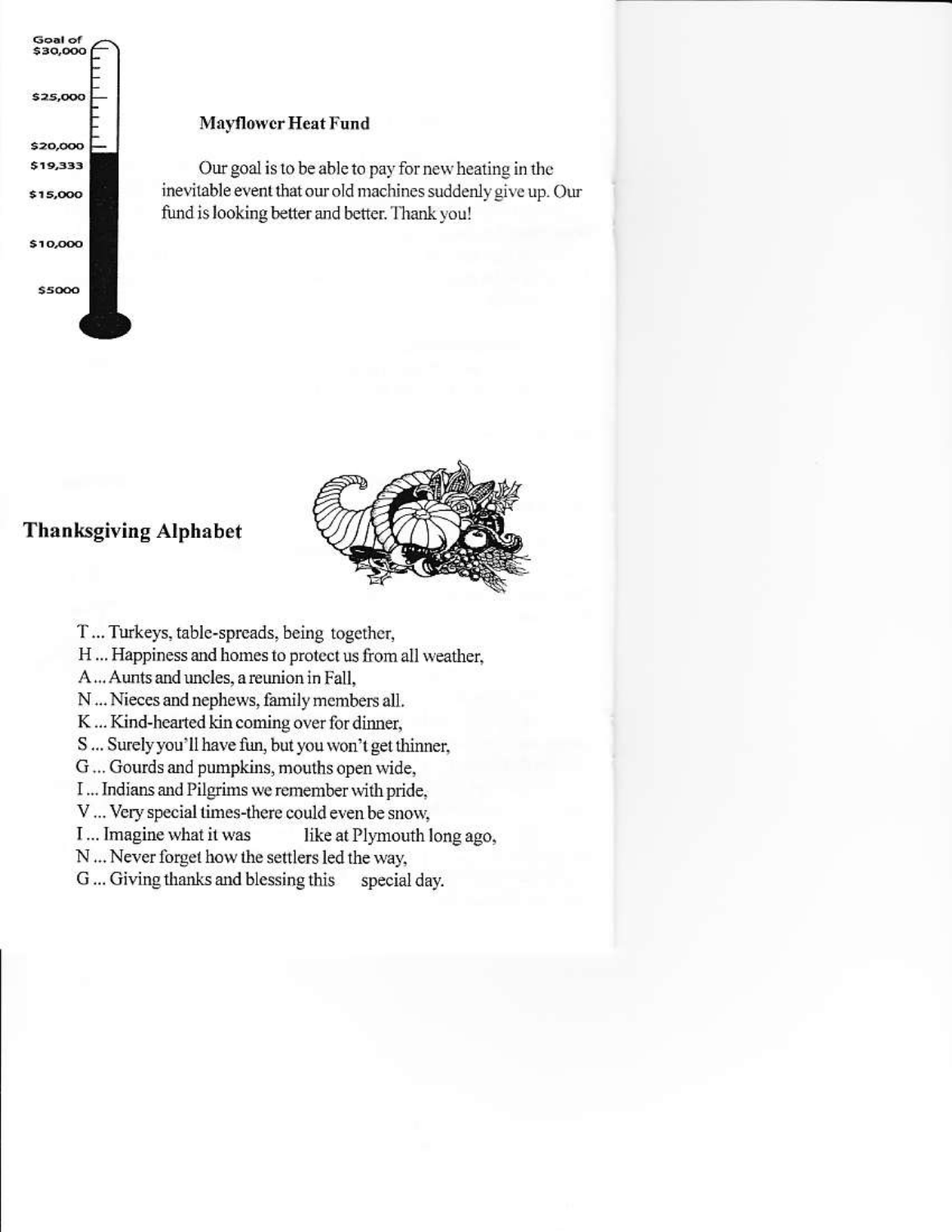Goal of $30,000

$25,000

$20,000

$19,333

$15,000

$10,000

$5000

### Mayflower Heat Fund

Our goal is to be able to pay for new heating in the inevitable event that our old machines suddenly give up. Our fund is looking better and better. Thank you!

## Thanksgiving Alphabet

T ... Turkeys, table-spreads, being together,  
H ... Happiness and homes to protect us from all weather,  
A ... Aunts and uncles, a reunion in Fall,  
N ... Nieces and nephews, family members all.  
K ... Kind-hearted kin coming over for dinner,  
S ... Surely you'll have fun, but you won't get thinner,  
G ... Gourds and pumpkins, mouths open wide,  
I ... Indians and Pilgrims we remember with pride,  
V ... Very special times-there could even be snow,  
I ... Imagine what it was like at Plymouth long ago,  
N ... Never forget how the settlers led the way,  
G ... Giving thanks and blessing this special day.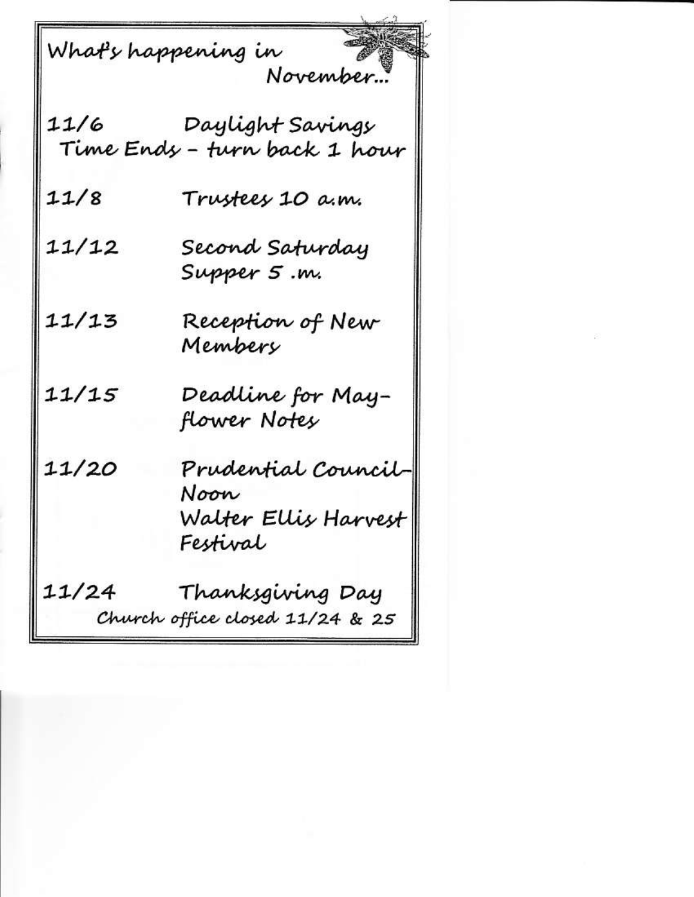## What's happening in November...

11/6 Daylight Savings Time Ends - turn back 1 hour

11/8 Trustees 10 a.m.

11/12 Second Saturday Supper 5 .m.

11/13 Reception of New Members

11/15 Deadline for May-flower Notes

11/20 Prudential Council-Noon
Walter Ellis Harvest Festival

11/24 Thanksgiving Day
Church office closed 11/24 & 25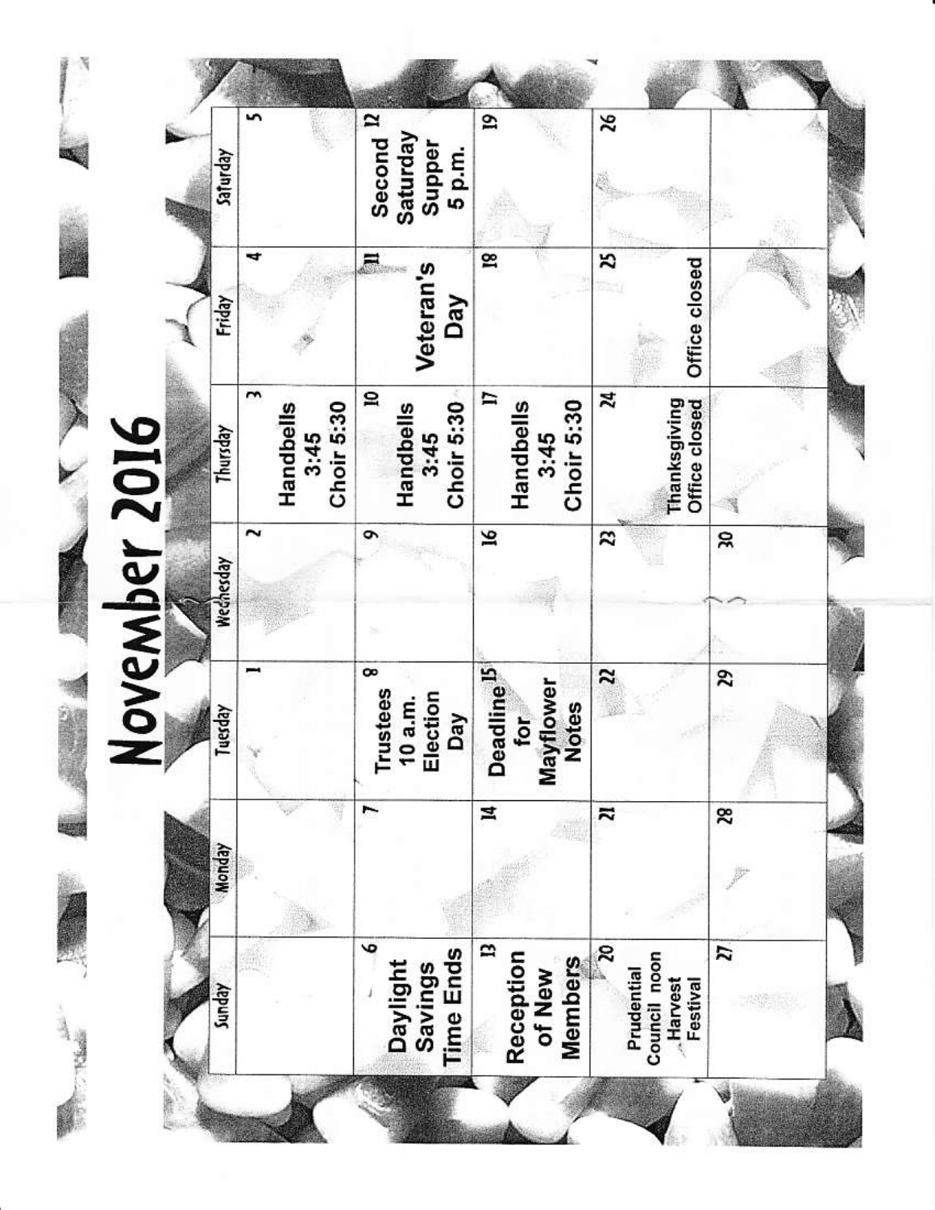# November 2016

| Sunday | Monday | Tuesday | Wednesday | Thursday | Friday | Saturday |
| --- | --- | --- | --- | --- | --- | --- |
| | | 1 | 2 | 3 Handbells 3:45 Choir 5:30 | 4 | 5 |
| 6 Daylight Savings Time Ends | 7 | 8 Trustees 10 a.m. Election Day | 9 | 10 Handbells 3:45 Choir 5:30 | 11 Veteran's Day | 12 Second Saturday Supper 5 p.m. |
| 13 Reception of New Members | 14 | 15 Deadline for Mayflower Notes | 16 | 17 Handbells 3:45 Choir 5:30 | 18 | 19 |
| 20 Prudential Council noon Harvest Festival | 21 | 22 | 23 | 24 Thanksgiving Office closed | 25 Office closed | 26 |
| 27 | 28 | 29 | 30 | | | |